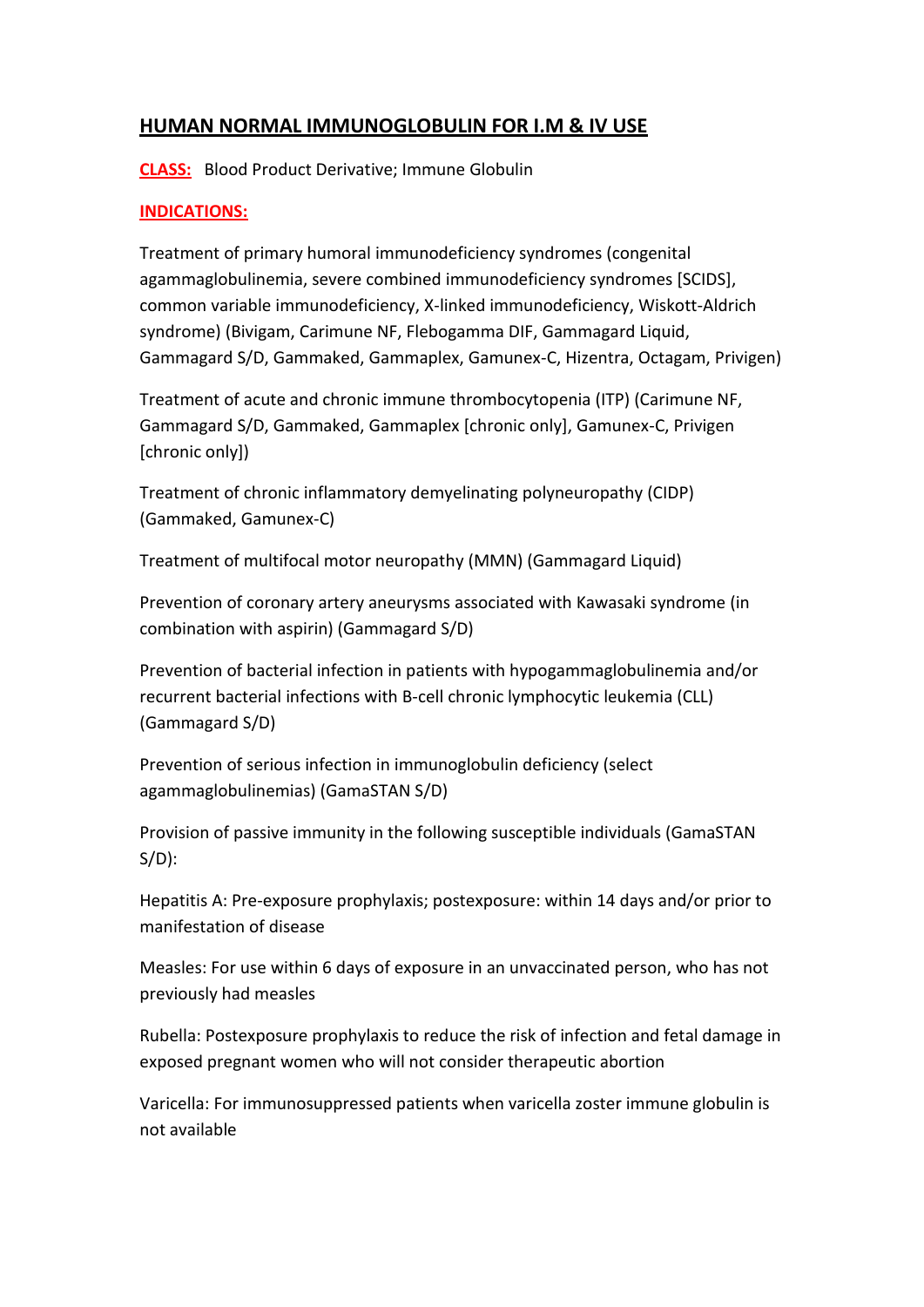# HUMAN NORMAL IMMUNOGLOBULIN FOR I.M & IV USE

**CLASS:** Blood Product Derivative; Immune Globulin

**INDICATIONS:**

Treatment of primary humoral immunodeficiency syndromes (congenital agammaglobulinemia, severe combined immunodeficiency syndromes [SCIDS], common variable immunodeficiency, X-linked immunodeficiency, Wiskott-Aldrich syndrome) (Bivigam, Carimune NF, Flebogamma DIF, Gammagard Liquid, Gammagard S/D, Gammaked, Gammaplex, Gamunex-C, Hizentra, Octagam, Privigen)

Treatment of acute and chronic immune thrombocytopenia (ITP) (Carimune NF, Gammagard S/D, Gammaked, Gammaplex [chronic only], Gamunex-C, Privigen [chronic only])

Treatment of chronic inflammatory demyelinating polyneuropathy (CIDP) (Gammaked, Gamunex-C)

Treatment of multifocal motor neuropathy (MMN) (Gammagard Liquid)

Prevention of coronary artery aneurysms associated with Kawasaki syndrome (in combination with aspirin) (Gammagard S/D)

Prevention of bacterial infection in patients with hypogammaglobulinemia and/or recurrent bacterial infections with B-cell chronic lymphocytic leukemia (CLL) (Gammagard S/D)

Prevention of serious infection in immunoglobulin deficiency (select agammaglobulinemias) (GamaSTAN S/D)

Provision of passive immunity in the following susceptible individuals (GamaSTAN S/D):

Hepatitis A: Pre-exposure prophylaxis; postexposure: within 14 days and/or prior to manifestation of disease

Measles: For use within 6 days of exposure in an unvaccinated person, who has not previously had measles

Rubella: Postexposure prophylaxis to reduce the risk of infection and fetal damage in exposed pregnant women who will not consider therapeutic abortion

Varicella: For immunosuppressed patients when varicella zoster immune globulin is not available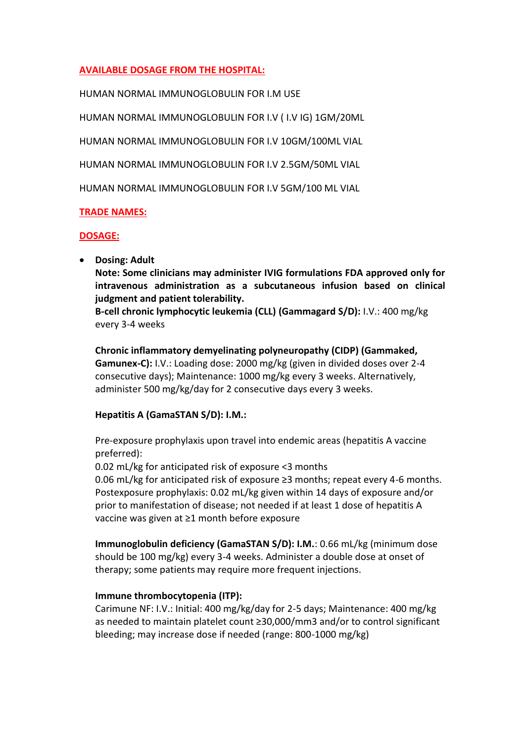**AVAILABLE DOSAGE FROM THE HOSPITAL:**

HUMAN NORMAL IMMUNOGLOBULIN FOR I.M USE

HUMAN NORMAL IMMUNOGLOBULIN FOR I.V ( I.V IG) 1GM/20ML

HUMAN NORMAL IMMUNOGLOBULIN FOR I.V 10GM/100ML VIAL

HUMAN NORMAL IMMUNOGLOBULIN FOR I.V 2.5GM/50ML VIAL

HUMAN NORMAL IMMUNOGLOBULIN FOR I.V 5GM/100 ML VIAL

**TRADE NAMES:**

**DOSAGE:**

- **Dosing: Adult**
  **Note: Some clinicians may administer IVIG formulations FDA approved only for intravenous administration as a subcutaneous infusion based on clinical judgment and patient tolerability.**
  **B-cell chronic lymphocytic leukemia (CLL) (Gammagard S/D):** I.V.: 400 mg/kg every 3-4 weeks

  **Chronic inflammatory demyelinating polyneuropathy (CIDP) (Gammaked, Gamunex-C):** I.V.: Loading dose: 2000 mg/kg (given in divided doses over 2-4 consecutive days); Maintenance: 1000 mg/kg every 3 weeks. Alternatively, administer 500 mg/kg/day for 2 consecutive days every 3 weeks.

  **Hepatitis A (GamaSTAN S/D): I.M.:**

  Pre-exposure prophylaxis upon travel into endemic areas (hepatitis A vaccine preferred):
  0.02 mL/kg for anticipated risk of exposure <3 months
  0.06 mL/kg for anticipated risk of exposure ≥3 months; repeat every 4-6 months.
  Postexposure prophylaxis: 0.02 mL/kg given within 14 days of exposure and/or prior to manifestation of disease; not needed if at least 1 dose of hepatitis A vaccine was given at ≥1 month before exposure

  **Immunoglobulin deficiency (GamaSTAN S/D): I.M.**: 0.66 mL/kg (minimum dose should be 100 mg/kg) every 3-4 weeks. Administer a double dose at onset of therapy; some patients may require more frequent injections.

  **Immune thrombocytopenia (ITP):**
  Carimune NF: I.V.: Initial: 400 mg/kg/day for 2-5 days; Maintenance: 400 mg/kg as needed to maintain platelet count ≥30,000/mm3 and/or to control significant bleeding; may increase dose if needed (range: 800-1000 mg/kg)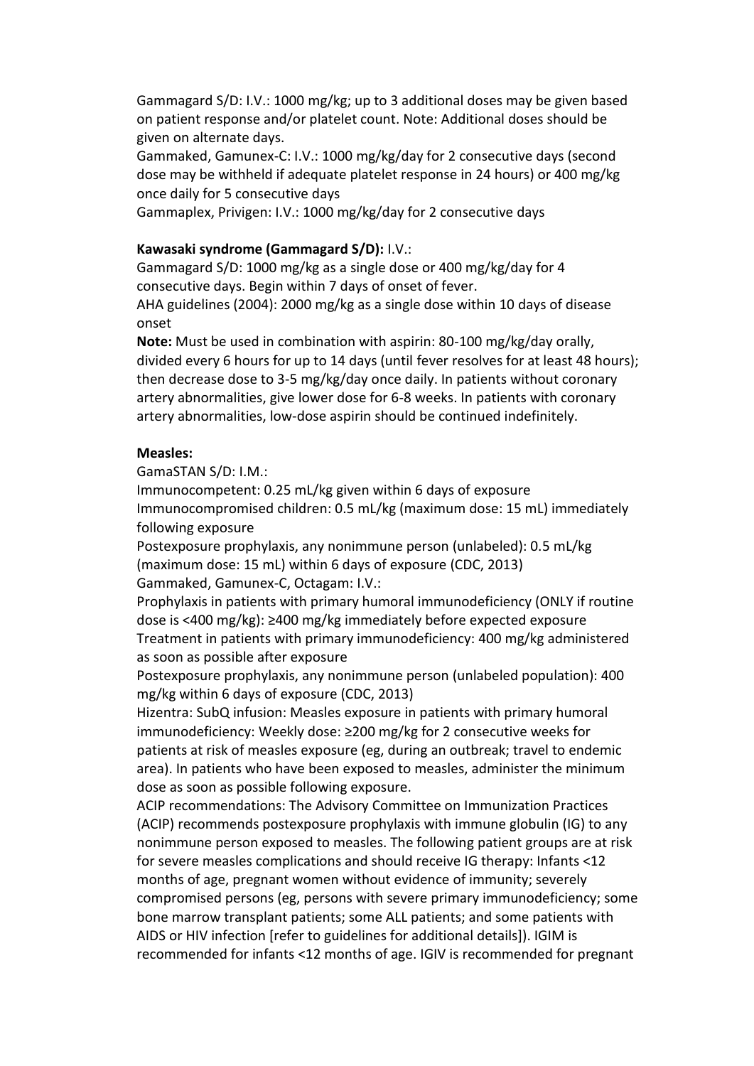Gammagard S/D: I.V.: 1000 mg/kg; up to 3 additional doses may be given based on patient response and/or platelet count. Note: Additional doses should be given on alternate days.

Gammaked, Gamunex-C: I.V.: 1000 mg/kg/day for 2 consecutive days (second dose may be withheld if adequate platelet response in 24 hours) or 400 mg/kg once daily for 5 consecutive days

Gammaplex, Privigen: I.V.: 1000 mg/kg/day for 2 consecutive days

**Kawasaki syndrome (Gammagard S/D):** I.V.:

Gammagard S/D: 1000 mg/kg as a single dose or 400 mg/kg/day for 4 consecutive days. Begin within 7 days of onset of fever.

AHA guidelines (2004): 2000 mg/kg as a single dose within 10 days of disease onset

**Note:** Must be used in combination with aspirin: 80-100 mg/kg/day orally, divided every 6 hours for up to 14 days (until fever resolves for at least 48 hours); then decrease dose to 3-5 mg/kg/day once daily. In patients without coronary artery abnormalities, give lower dose for 6-8 weeks. In patients with coronary artery abnormalities, low-dose aspirin should be continued indefinitely.

**Measles:**

GamaSTAN S/D: I.M.:

Immunocompetent: 0.25 mL/kg given within 6 days of exposure

Immunocompromised children: 0.5 mL/kg (maximum dose: 15 mL) immediately following exposure

Postexposure prophylaxis, any nonimmune person (unlabeled): 0.5 mL/kg (maximum dose: 15 mL) within 6 days of exposure (CDC, 2013)

Gammaked, Gamunex-C, Octagam: I.V.:

Prophylaxis in patients with primary humoral immunodeficiency (ONLY if routine dose is <400 mg/kg): ≥400 mg/kg immediately before expected exposure

Treatment in patients with primary immunodeficiency: 400 mg/kg administered as soon as possible after exposure

Postexposure prophylaxis, any nonimmune person (unlabeled population): 400 mg/kg within 6 days of exposure (CDC, 2013)

Hizentra: SubQ infusion: Measles exposure in patients with primary humoral immunodeficiency: Weekly dose: ≥200 mg/kg for 2 consecutive weeks for patients at risk of measles exposure (eg, during an outbreak; travel to endemic area). In patients who have been exposed to measles, administer the minimum dose as soon as possible following exposure.

ACIP recommendations: The Advisory Committee on Immunization Practices (ACIP) recommends postexposure prophylaxis with immune globulin (IG) to any nonimmune person exposed to measles. The following patient groups are at risk for severe measles complications and should receive IG therapy: Infants <12 months of age, pregnant women without evidence of immunity; severely compromised persons (eg, persons with severe primary immunodeficiency; some bone marrow transplant patients; some ALL patients; and some patients with AIDS or HIV infection [refer to guidelines for additional details]). IGIM is recommended for infants <12 months of age. IGIV is recommended for pregnant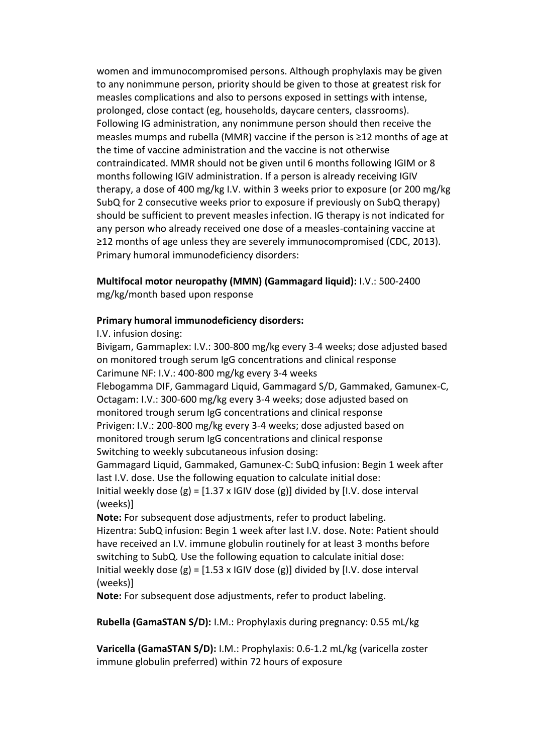women and immunocompromised persons. Although prophylaxis may be given to any nonimmune person, priority should be given to those at greatest risk for measles complications and also to persons exposed in settings with intense, prolonged, close contact (eg, households, daycare centers, classrooms). Following IG administration, any nonimmune person should then receive the measles mumps and rubella (MMR) vaccine if the person is ≥12 months of age at the time of vaccine administration and the vaccine is not otherwise contraindicated. MMR should not be given until 6 months following IGIM or 8 months following IGIV administration. If a person is already receiving IGIV therapy, a dose of 400 mg/kg I.V. within 3 weeks prior to exposure (or 200 mg/kg SubQ for 2 consecutive weeks prior to exposure if previously on SubQ therapy) should be sufficient to prevent measles infection. IG therapy is not indicated for any person who already received one dose of a measles-containing vaccine at ≥12 months of age unless they are severely immunocompromised (CDC, 2013).
Primary humoral immunodeficiency disorders:

**Multifocal motor neuropathy (MMN) (Gammagard liquid):** I.V.: 500-2400 mg/kg/month based upon response

**Primary humoral immunodeficiency disorders:**

I.V. infusion dosing:

Bivigam, Gammaplex: I.V.: 300-800 mg/kg every 3-4 weeks; dose adjusted based on monitored trough serum IgG concentrations and clinical response

Carimune NF: I.V.: 400-800 mg/kg every 3-4 weeks

Flebogamma DIF, Gammagard Liquid, Gammagard S/D, Gammaked, Gamunex-C, Octagam: I.V.: 300-600 mg/kg every 3-4 weeks; dose adjusted based on monitored trough serum IgG concentrations and clinical response

Privigen: I.V.: 200-800 mg/kg every 3-4 weeks; dose adjusted based on monitored trough serum IgG concentrations and clinical response

Switching to weekly subcutaneous infusion dosing:

Gammagard Liquid, Gammaked, Gamunex-C: SubQ infusion: Begin 1 week after last I.V. dose. Use the following equation to calculate initial dose:

Initial weekly dose (g) = [1.37 x IGIV dose (g)] divided by [I.V. dose interval (weeks)]

**Note:** For subsequent dose adjustments, refer to product labeling.

Hizentra: SubQ infusion: Begin 1 week after last I.V. dose. Note: Patient should have received an I.V. immune globulin routinely for at least 3 months before switching to SubQ. Use the following equation to calculate initial dose:

Initial weekly dose (g) = [1.53 x IGIV dose (g)] divided by [I.V. dose interval (weeks)]

**Note:** For subsequent dose adjustments, refer to product labeling.

**Rubella (GamaSTAN S/D):** I.M.: Prophylaxis during pregnancy: 0.55 mL/kg

**Varicella (GamaSTAN S/D):** I.M.: Prophylaxis: 0.6-1.2 mL/kg (varicella zoster immune globulin preferred) within 72 hours of exposure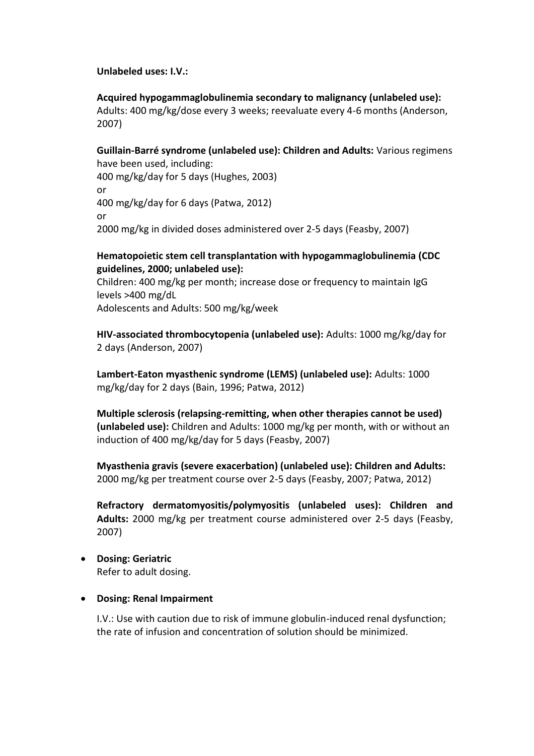**Unlabeled uses: I.V.:**

**Acquired hypogammaglobulinemia secondary to malignancy (unlabeled use):** Adults: 400 mg/kg/dose every 3 weeks; reevaluate every 4-6 months (Anderson, 2007)

**Guillain-Barré syndrome (unlabeled use): Children and Adults:** Various regimens have been used, including:
400 mg/kg/day for 5 days (Hughes, 2003)
or
400 mg/kg/day for 6 days (Patwa, 2012)
or
2000 mg/kg in divided doses administered over 2-5 days (Feasby, 2007)

**Hematopoietic stem cell transplantation with hypogammaglobulinemia (CDC guidelines, 2000; unlabeled use):**
Children: 400 mg/kg per month; increase dose or frequency to maintain IgG levels >400 mg/dL
Adolescents and Adults: 500 mg/kg/week

**HIV-associated thrombocytopenia (unlabeled use):** Adults: 1000 mg/kg/day for 2 days (Anderson, 2007)

**Lambert-Eaton myasthenic syndrome (LEMS) (unlabeled use):** Adults: 1000 mg/kg/day for 2 days (Bain, 1996; Patwa, 2012)

**Multiple sclerosis (relapsing-remitting, when other therapies cannot be used) (unlabeled use):** Children and Adults: 1000 mg/kg per month, with or without an induction of 400 mg/kg/day for 5 days (Feasby, 2007)

**Myasthenia gravis (severe exacerbation) (unlabeled use): Children and Adults:** 2000 mg/kg per treatment course over 2-5 days (Feasby, 2007; Patwa, 2012)

**Refractory dermatomyositis/polymyositis (unlabeled uses): Children and Adults:** 2000 mg/kg per treatment course administered over 2-5 days (Feasby, 2007)

- **Dosing: Geriatric**
  Refer to adult dosing.

- **Dosing: Renal Impairment**

  I.V.: Use with caution due to risk of immune globulin-induced renal dysfunction; the rate of infusion and concentration of solution should be minimized.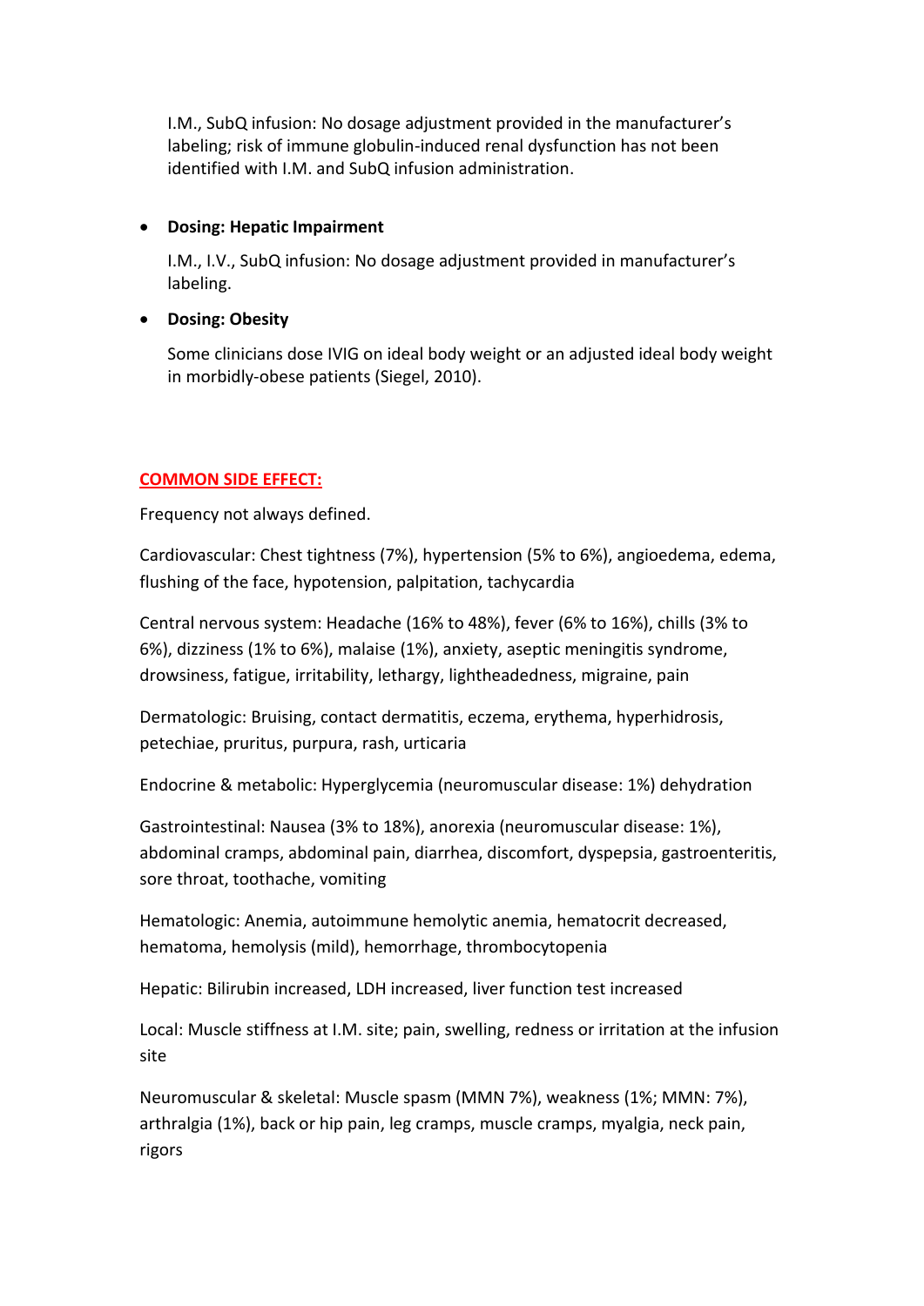I.M., SubQ infusion: No dosage adjustment provided in the manufacturer's labeling; risk of immune globulin-induced renal dysfunction has not been identified with I.M. and SubQ infusion administration.

- **Dosing: Hepatic Impairment**

  I.M., I.V., SubQ infusion: No dosage adjustment provided in manufacturer's labeling.

- **Dosing: Obesity**

  Some clinicians dose IVIG on ideal body weight or an adjusted ideal body weight in morbidly-obese patients (Siegel, 2010).

## COMMON SIDE EFFECT:

Frequency not always defined.

Cardiovascular: Chest tightness (7%), hypertension (5% to 6%), angioedema, edema, flushing of the face, hypotension, palpitation, tachycardia

Central nervous system: Headache (16% to 48%), fever (6% to 16%), chills (3% to 6%), dizziness (1% to 6%), malaise (1%), anxiety, aseptic meningitis syndrome, drowsiness, fatigue, irritability, lethargy, lightheadedness, migraine, pain

Dermatologic: Bruising, contact dermatitis, eczema, erythema, hyperhidrosis, petechiae, pruritus, purpura, rash, urticaria

Endocrine & metabolic: Hyperglycemia (neuromuscular disease: 1%) dehydration

Gastrointestinal: Nausea (3% to 18%), anorexia (neuromuscular disease: 1%), abdominal cramps, abdominal pain, diarrhea, discomfort, dyspepsia, gastroenteritis, sore throat, toothache, vomiting

Hematologic: Anemia, autoimmune hemolytic anemia, hematocrit decreased, hematoma, hemolysis (mild), hemorrhage, thrombocytopenia

Hepatic: Bilirubin increased, LDH increased, liver function test increased

Local: Muscle stiffness at I.M. site; pain, swelling, redness or irritation at the infusion site

Neuromuscular & skeletal: Muscle spasm (MMN 7%), weakness (1%; MMN: 7%), arthralgia (1%), back or hip pain, leg cramps, muscle cramps, myalgia, neck pain, rigors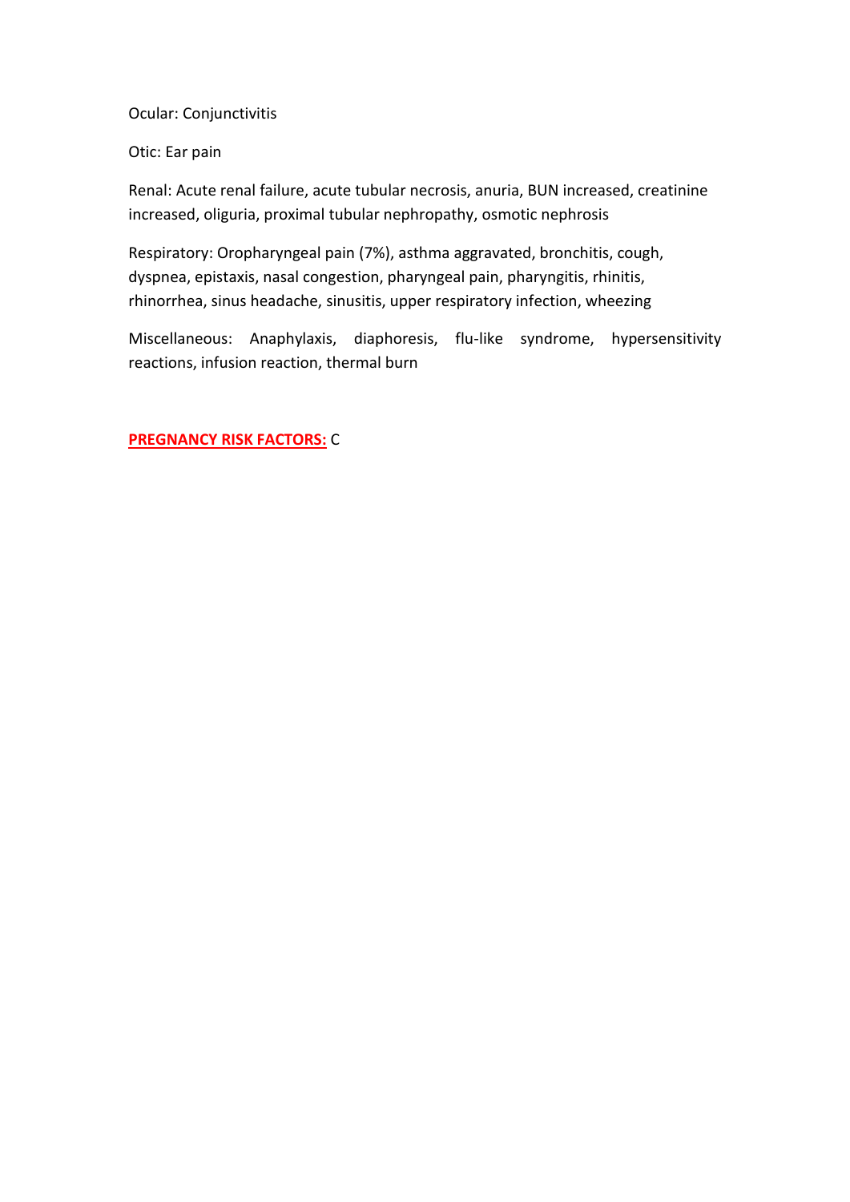Ocular: Conjunctivitis

Otic: Ear pain

Renal: Acute renal failure, acute tubular necrosis, anuria, BUN increased, creatinine increased, oliguria, proximal tubular nephropathy, osmotic nephrosis

Respiratory: Oropharyngeal pain (7%), asthma aggravated, bronchitis, cough, dyspnea, epistaxis, nasal congestion, pharyngeal pain, pharyngitis, rhinitis, rhinorrhea, sinus headache, sinusitis, upper respiratory infection, wheezing

Miscellaneous: Anaphylaxis, diaphoresis, flu-like syndrome, hypersensitivity reactions, infusion reaction, thermal burn

**PREGNANCY RISK FACTORS:** C